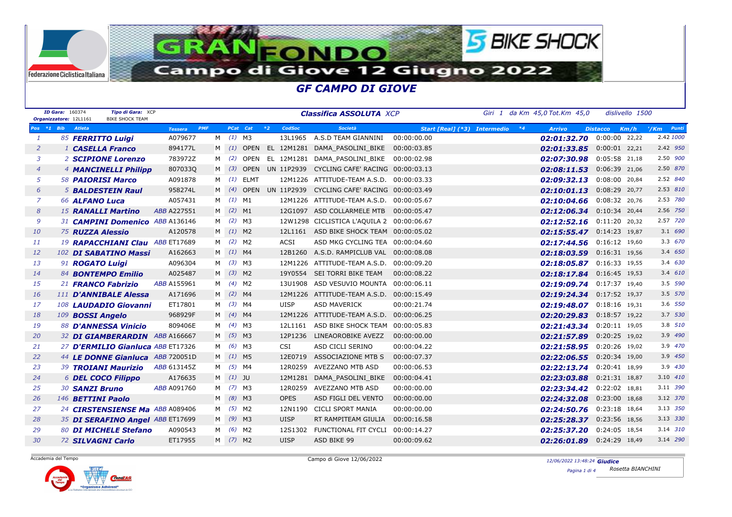# GRAN FONDO Campo di Giove 12 Giugno 2022

Federazione Ciclistica Italiana — BIKE SHOCK

## GF CAMPO DI GIOVE

**ID Gara:** 160374 **Tipo di Gara:** XCP
**Organizzatore:** 12L1161 BIKE SHOCK TEAM

**Classifica ASSOLUTA** XCP — Giri 1 da Km 45,0 Tot.Km 45,0 — dislivello 1500

| Pos | *1 | Bib | Atleta | Tessera | PMF | | PCat | Cat | *2 | CodSoc | Società | Start [Real] (*3) | Intermedio | *4 | Arrivo | Distacco | Km/h | '/Km | Punti |
|---|---|---|---|---|---|---|---|---|---|---|---|---|---|---|---|---|---|---|---|
| 1 | | 85 | FERRITTO Luigi | A079677 | | M | (1) | M3 | | 13L1965 | A.S.D TEAM GIANNINI | 00:00:00.00 | | | 02:01:32.70 | 0:00:00 | 22,22 | 2.42 | 1000 |
| 2 | | 1 | CASELLA Franco | 894177L | | M | (1) | OPEN | EL | 12M1281 | DAMA_PASOLINI_BIKE | 00:00:03.85 | | | 02:01:33.85 | 0:00:01 | 22,21 | 2.42 | 950 |
| 3 | | 2 | SCIPIONE Lorenzo | 783972Z | | M | (2) | OPEN | EL | 12M1281 | DAMA_PASOLINI_BIKE | 00:00:02.98 | | | 02:07:30.98 | 0:05:58 | 21,18 | 2.50 | 900 |
| 4 | | 4 | MANCINELLI Philipp | 807033Q | | M | (3) | OPEN | UN | 11P2939 | CYCLING CAFE' RACING | 00:00:03.13 | | | 02:08:11.53 | 0:06:39 | 21,06 | 2.50 | 870 |
| 5 | | 58 | PAIORISI Marco | A091878 | | M | (1) | ELMT | | 12M1226 | ATTITUDE-TEAM A.S.D. | 00:00:03.33 | | | 02:09:32.13 | 0:08:00 | 20,84 | 2.52 | 840 |
| 6 | | 5 | BALDESTEIN Raul | 958274L | | M | (4) | OPEN | UN | 11P2939 | CYCLING CAFE' RACING | 00:00:03.49 | | | 02:10:01.13 | 0:08:29 | 20,77 | 2.53 | 810 |
| 7 | | 66 | ALFANO Luca | A057431 | | M | (1) | M1 | | 12M1226 | ATTITUDE-TEAM A.S.D. | 00:00:05.67 | | | 02:10:04.66 | 0:08:32 | 20,76 | 2.53 | 780 |
| 8 | | 15 | RANALLI Martino | ABB A227551 | | M | (2) | M1 | | 12G1097 | ASD COLLARMELE MTB | 00:00:05.47 | | | 02:12:06.34 | 0:10:34 | 20,44 | 2.56 | 750 |
| 9 | | 31 | CAMPINI Domenico | ABB A136146 | | M | (2) | M3 | | 12W1298 | CICLISTICA L'AQUILA 2 | 00:00:06.67 | | | 02:12:52.16 | 0:11:20 | 20,32 | 2.57 | 720 |
| 10 | | 75 | RUZZA Alessio | A120578 | | M | (1) | M2 | | 12L1161 | ASD BIKE SHOCK TEAM | 00:00:05.02 | | | 02:15:55.47 | 0:14:23 | 19,87 | 3.1 | 690 |
| 11 | | 19 | RAPACCHIANI Clau | ABB ET17689 | | M | (2) | M2 | | ACSI | ASD MKG CYCLING TEA | 00:00:04.60 | | | 02:17:44.56 | 0:16:12 | 19,60 | 3.3 | 670 |
| 12 | | 102 | DI SABATINO Massi | A162663 | | M | (1) | M4 | | 12B1260 | A.S.D. RAMPICLUB VAL | 00:00:08.08 | | | 02:18:03.59 | 0:16:31 | 19,56 | 3.4 | 650 |
| 13 | | 91 | ROGATO Luigi | A096304 | | M | (3) | M3 | | 12M1226 | ATTITUDE-TEAM A.S.D. | 00:00:09.20 | | | 02:18:05.87 | 0:16:33 | 19,55 | 3.4 | 630 |
| 14 | | 84 | BONTEMPO Emilio | A025487 | | M | (3) | M2 | | 19Y0554 | SEI TORRI BIKE TEAM | 00:00:08.22 | | | 02:18:17.84 | 0:16:45 | 19,53 | 3.4 | 610 |
| 15 | | 21 | FRANCO Fabrizio | ABB A155961 | | M | (4) | M2 | | 13U1908 | ASD VESUVIO MOUNTA | 00:00:06.11 | | | 02:19:09.74 | 0:17:37 | 19,40 | 3.5 | 590 |
| 16 | | 111 | D'ANNIBALE Alessa | A171696 | | M | (2) | M4 | | 12M1226 | ATTITUDE-TEAM A.S.D. | 00:00:15.49 | | | 02:19:24.34 | 0:17:52 | 19,37 | 3.5 | 570 |
| 17 | | 108 | LAUDADIO Giovanni | ET17801 | | M | (3) | M4 | | UISP | ASD MAVERICK | 00:00:21.74 | | | 02:19:48.07 | 0:18:16 | 19,31 | 3.6 | 550 |
| 18 | | 109 | BOSSI Angelo | 968929F | | M | (4) | M4 | | 12M1226 | ATTITUDE-TEAM A.S.D. | 00:00:06.25 | | | 02:20:29.83 | 0:18:57 | 19,22 | 3.7 | 530 |
| 19 | | 88 | D'ANNESSA Vinicio | 809406E | | M | (4) | M3 | | 12L1161 | ASD BIKE SHOCK TEAM | 00:00:05.83 | | | 02:21:43.34 | 0:20:11 | 19,05 | 3.8 | 510 |
| 20 | | 32 | DI GIAMBERARDIN | ABB A166667 | | M | (5) | M3 | | 12P1236 | LINEAOROBIKE AVEZZ | 00:00:00.00 | | | 02:21:57.89 | 0:20:25 | 19,02 | 3.9 | 490 |
| 21 | | 27 | D'ERMILIO Gianluca | ABB ET17326 | | M | (6) | M3 | | CSI | ASD CICLI SERINO | 00:00:04.22 | | | 02:21:58.95 | 0:20:26 | 19,02 | 3.9 | 470 |
| 22 | | 44 | LE DONNE Gianluca | ABB 720051D | | M | (1) | M5 | | 12E0719 | ASSOCIAZIONE MTB S | 00:00:07.37 | | | 02:22:06.55 | 0:20:34 | 19,00 | 3.9 | 450 |
| 23 | | 39 | TROIANI Maurizio | ABB 613145Z | | M | (5) | M4 | | 12R0259 | AVEZZANO MTB ASD | 00:00:06.53 | | | 02:22:13.74 | 0:20:41 | 18,99 | 3.9 | 430 |
| 24 | | 6 | DEL COCO Filippo | A176635 | | M | (1) | JU | | 12M1281 | DAMA_PASOLINI_BIKE | 00:00:04.41 | | | 02:23:03.88 | 0:21:31 | 18,87 | 3.10 | 410 |
| 25 | | 30 | SANZI Bruno | ABB A091760 | | M | (7) | M3 | | 12R0259 | AVEZZANO MTB ASD | 00:00:00.00 | | | 02:23:34.42 | 0:22:02 | 18,81 | 3.11 | 390 |
| 26 | | 146 | BETTINI Paolo | | | M | (8) | M3 | | OPES | ASD FIGLI DEL VENTO | 00:00:00.00 | | | 02:24:32.08 | 0:23:00 | 18,68 | 3.12 | 370 |
| 27 | | 24 | CIRSTENSIENSE Ma | ABB A089406 | | M | (5) | M2 | | 12N1190 | CICLI SPORT MANIA | 00:00:00.00 | | | 02:24:50.76 | 0:23:18 | 18,64 | 3.13 | 350 |
| 28 | | 35 | DI SERAFINO Angel | ABB ET17699 | | M | (9) | M3 | | UISP | RT RAMPITEAM GIULIA | 00:00:16.58 | | | 02:25:28.37 | 0:23:56 | 18,56 | 3.13 | 330 |
| 29 | | 80 | DI MICHELE Stefano | A090543 | | M | (6) | M2 | | 12S1302 | FUNCTIONAL FIT CYCLI | 00:00:14.27 | | | 02:25:37.20 | 0:24:05 | 18,54 | 3.14 | 310 |
| 30 | | 72 | SILVAGNI Carlo | ET17955 | | M | (7) | M2 | | UISP | ASD BIKE 99 | 00:00:09.62 | | | 02:26:01.89 | 0:24:29 | 18,49 | 3.14 | 290 |

Accademia del Tempo — Campo di Giove 12/06/2022 — 12/06/2022 13:48:24 **Giudice** Rosetta BIANCHINI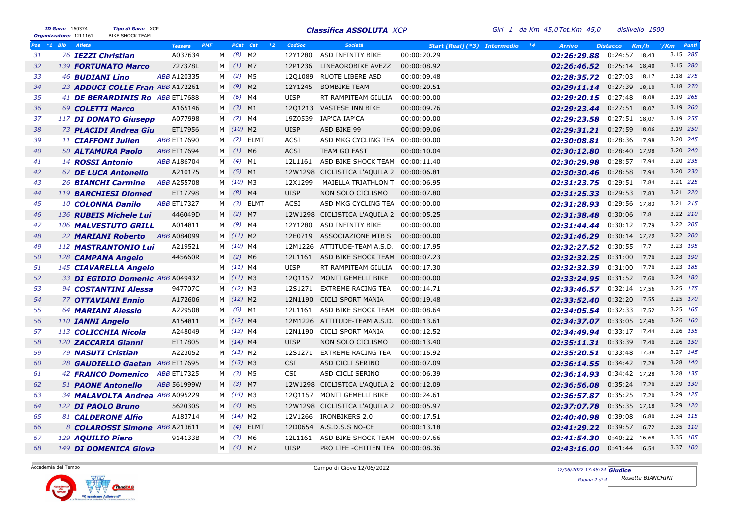**ID Gara:** 160374 **Tipo di Gara:** XCP
**Organizzatore:** 12L1161 BIKE SHOCK TEAM

## Classifica ASSOLUTA XCP

Giri 1 da Km 45,0 Tot.Km 45,0 dislivello 1500

| Pos | *1 | Bib | Atleta | Tessera | PMF | PCat | Cat | *2 | CodSoc | Società | Start [Real] (*3) | Intermedio | *4 | Arrivo | Distacco | Km/h | '/Km | Punti |
|---|---|---|---|---|---|---|---|---|---|---|---|---|---|---|---|---|---|---|
| 31 | | 76 | IEZZI Christian | A037634 | M | (8) | M2 | | 12Y1280 | ASD INFINITY BIKE | 00:00:20.29 | | | 02:26:29.88 | 0:24:57 | 18,43 | 3.15 | 285 |
| 32 | | 139 | FORTUNATO Marco | 727378L | M | (1) | M7 | | 12P1236 | LINEAOROBIKE AVEZZ | 00:00:08.92 | | | 02:26:46.52 | 0:25:14 | 18,40 | 3.15 | 280 |
| 33 | | 46 | BUDIANI Lino | ABB A120335 | M | (2) | M5 | | 12Q1089 | RUOTE LIBERE ASD | 00:00:09.48 | | | 02:28:35.72 | 0:27:03 | 18,17 | 3.18 | 275 |
| 34 | | 23 | ADDUCI COLLE Fran | ABB A172261 | M | (9) | M2 | | 12Y1245 | BOMBIKE TEAM | 00:00:20.51 | | | 02:29:11.14 | 0:27:39 | 18,10 | 3.18 | 270 |
| 35 | | 41 | DE BERARDINIS Ro | ABB ET17688 | M | (6) | M4 | | UISP | RT RAMPITEAM GIULIA | 00:00:00.00 | | | 02:29:20.15 | 0:27:48 | 18,08 | 3.19 | 265 |
| 36 | | 69 | COLETTI Marco | A165146 | M | (3) | M1 | | 12Q1213 | VASTESE INN BIKE | 00:00:09.76 | | | 02:29:23.44 | 0:27:51 | 18,07 | 3.19 | 260 |
| 37 | | 117 | DI DONATO Giusepp | A077998 | M | (7) | M4 | | 19Z0539 | IAP'CA IAP'CA | 00:00:00.00 | | | 02:29:23.58 | 0:27:51 | 18,07 | 3.19 | 255 |
| 38 | | 73 | PLACIDI Andrea Giu | ET17956 | M | (10) | M2 | | UISP | ASD BIKE 99 | 00:00:09.06 | | | 02:29:31.21 | 0:27:59 | 18,06 | 3.19 | 250 |
| 39 | | 11 | CIAFFONI Julien | ABB ET17690 | M | (2) | ELMT | | ACSI | ASD MKG CYCLING TEA | 00:00:00.00 | | | 02:30:08.81 | 0:28:36 | 17,98 | 3.20 | 245 |
| 40 | | 50 | ALTAMURA Paolo | ABB ET17694 | M | (1) | M6 | | ACSI | TEAM GO FAST | 00:00:10.04 | | | 02:30:12.80 | 0:28:40 | 17,98 | 3.20 | 240 |
| 41 | | 14 | ROSSI Antonio | ABB A186704 | M | (4) | M1 | | 12L1161 | ASD BIKE SHOCK TEAM | 00:00:11.40 | | | 02:30:29.98 | 0:28:57 | 17,94 | 3.20 | 235 |
| 42 | | 67 | DE LUCA Antonello | A210175 | M | (5) | M1 | | 12W1298 | CICLISTICA L'AQUILA 2 | 00:00:06.81 | | | 02:30:30.46 | 0:28:58 | 17,94 | 3.20 | 230 |
| 43 | | 26 | BIANCHI Carmine | ABB A255708 | M | (10) | M3 | | 12X1299 | MAIELLA TRIATHLON T | 00:00:06.95 | | | 02:31:23.75 | 0:29:51 | 17,84 | 3.21 | 225 |
| 44 | | 119 | BARCHIESI Diomed | ET17798 | M | (8) | M4 | | UISP | NON SOLO CICLISMO | 00:00:07.80 | | | 02:31:25.33 | 0:29:53 | 17,83 | 3.21 | 220 |
| 45 | | 10 | COLONNA Danilo | ABB ET17327 | M | (3) | ELMT | | ACSI | ASD MKG CYCLING TEA | 00:00:00.00 | | | 02:31:28.93 | 0:29:56 | 17,83 | 3.21 | 215 |
| 46 | | 136 | RUBEIS Michele Lui | 446049D | M | (2) | M7 | | 12W1298 | CICLISTICA L'AQUILA 2 | 00:00:05.25 | | | 02:31:38.48 | 0:30:06 | 17,81 | 3.22 | 210 |
| 47 | | 106 | MALVESTUTO GRILL | A014811 | M | (9) | M4 | | 12Y1280 | ASD INFINITY BIKE | 00:00:00.00 | | | 02:31:44.44 | 0:30:12 | 17,79 | 3.22 | 205 |
| 48 | | 22 | MARIANI Roberto | ABB A084099 | M | (11) | M2 | | 12E0719 | ASSOCIAZIONE MTB S | 00:00:00.00 | | | 02:31:46.29 | 0:30:14 | 17,79 | 3.22 | 200 |
| 49 | | 112 | MASTRANTONIO Lui | A219521 | M | (10) | M4 | | 12M1226 | ATTITUDE-TEAM A.S.D. | 00:00:17.95 | | | 02:32:27.52 | 0:30:55 | 17,71 | 3.23 | 195 |
| 50 | | 128 | CAMPANA Angelo | 445660R | M | (2) | M6 | | 12L1161 | ASD BIKE SHOCK TEAM | 00:00:07.23 | | | 02:32:32.25 | 0:31:00 | 17,70 | 3.23 | 190 |
| 51 | | 145 | CIAVARELLA Angelo | | M | (11) | M4 | | UISP | RT RAMPITEAM GIULIA | 00:00:17.30 | | | 02:32:32.39 | 0:31:00 | 17,70 | 3.23 | 185 |
| 52 | | 33 | DI EGIDIO Domenic | ABB A049432 | M | (11) | M3 | | 12Q1157 | MONTI GEMELLI BIKE | 00:00:00.00 | | | 02:33:24.95 | 0:31:52 | 17,60 | 3.24 | 180 |
| 53 | | 94 | COSTANTINI Alessa | 947707C | M | (12) | M3 | | 12S1271 | EXTREME RACING TEA | 00:00:14.71 | | | 02:33:46.57 | 0:32:14 | 17,56 | 3.25 | 175 |
| 54 | | 77 | OTTAVIANI Ennio | A172606 | M | (12) | M2 | | 12N1190 | CICLI SPORT MANIA | 00:00:19.48 | | | 02:33:52.40 | 0:32:20 | 17,55 | 3.25 | 170 |
| 55 | | 64 | MARIANI Alessio | A229508 | M | (6) | M1 | | 12L1161 | ASD BIKE SHOCK TEAM | 00:00:08.64 | | | 02:34:05.54 | 0:32:33 | 17,52 | 3.25 | 165 |
| 56 | | 110 | IANNI Angelo | A154811 | M | (12) | M4 | | 12M1226 | ATTITUDE-TEAM A.S.D. | 00:00:13.61 | | | 02:34:37.07 | 0:33:05 | 17,46 | 3.26 | 160 |
| 57 | | 113 | COLICCHIA Nicola | A248049 | M | (13) | M4 | | 12N1190 | CICLI SPORT MANIA | 00:00:12.52 | | | 02:34:49.94 | 0:33:17 | 17,44 | 3.26 | 155 |
| 58 | | 120 | ZACCARIA Gianni | ET17805 | M | (14) | M4 | | UISP | NON SOLO CICLISMO | 00:00:13.40 | | | 02:35:11.31 | 0:33:39 | 17,40 | 3.26 | 150 |
| 59 | | 79 | NASUTI Cristian | A223052 | M | (13) | M2 | | 12S1271 | EXTREME RACING TEA | 00:00:15.92 | | | 02:35:20.51 | 0:33:48 | 17,38 | 3.27 | 145 |
| 60 | | 28 | GAUDIELLO Gaetan | ABB ET17695 | M | (13) | M3 | | CSI | ASD CICLI SERINO | 00:00:07.09 | | | 02:36:14.55 | 0:34:42 | 17,28 | 3.28 | 140 |
| 61 | | 42 | FRANCO Domenico | ABB ET17325 | M | (3) | M5 | | CSI | ASD CICLI SERINO | 00:00:06.39 | | | 02:36:14.93 | 0:34:42 | 17,28 | 3.28 | 135 |
| 62 | | 51 | PAONE Antonello | ABB 561999W | M | (3) | M7 | | 12W1298 | CICLISTICA L'AQUILA 2 | 00:00:12.09 | | | 02:36:56.08 | 0:35:24 | 17,20 | 3.29 | 130 |
| 63 | | 34 | MALAVOLTA Andrea | ABB A095229 | M | (14) | M3 | | 12Q1157 | MONTI GEMELLI BIKE | 00:00:24.61 | | | 02:36:57.87 | 0:35:25 | 17,20 | 3.29 | 125 |
| 64 | | 122 | DI PAOLO Bruno | 562030S | M | (4) | M5 | | 12W1298 | CICLISTICA L'AQUILA 2 | 00:00:05.97 | | | 02:37:07.78 | 0:35:35 | 17,18 | 3.29 | 120 |
| 65 | | 81 | CALDERONE Alfio | A183714 | M | (14) | M2 | | 12V1266 | IRONBIKERS 2.0 | 00:00:17.51 | | | 02:40:40.98 | 0:39:08 | 16,80 | 3.34 | 115 |
| 66 | | 8 | COLAROSSI Simone | ABB A213611 | M | (4) | ELMT | | 12D0654 | A.S.D.S.S NO-CE | 00:00:13.18 | | | 02:41:29.22 | 0:39:57 | 16,72 | 3.35 | 110 |
| 67 | | 129 | AQUILIO Piero | 914133B | M | (3) | M6 | | 12L1161 | ASD BIKE SHOCK TEAM | 00:00:07.66 | | | 02:41:54.30 | 0:40:22 | 16,68 | 3.35 | 105 |
| 68 | | 149 | DI DOMENICA Giova | | M | (4) | M7 | | UISP | PRO LIFE -CHITIEN TEA | 00:00:08.36 | | | 02:43:16.00 | 0:41:44 | 16,54 | 3.37 | 100 |

Accademia del Tempo

Campo di Giove 12/06/2022

12/06/2022 13:48:24 **Giudice** Rosetta BIANCHINI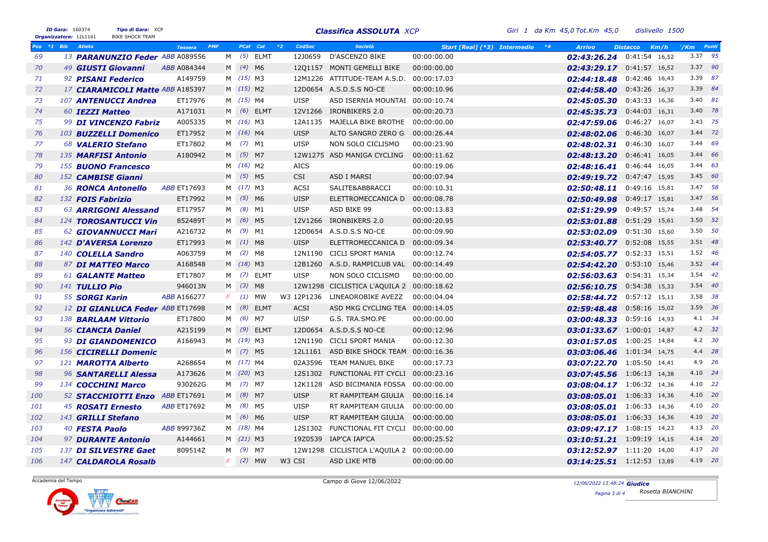**ID Gara:** 160374 **Tipo di Gara:** XCP
**Organizzatore:** 12L1161 BIKE SHOCK TEAM

## Classifica ASSOLUTA XCP

Giri 1 da Km 45,0 Tot.Km 45,0 dislivello 1500

| Pos | *1 | Bib | Atleta | Tessera | PMF | | PCat | Cat | *2 | CodSoc | Società | Start [Real] (*3) | Intermedio | *4 | Arrivo | Distacco | Km/h | '/Km | Punti |
|---|---|---|---|---|---|---|---|---|---|---|---|---|---|---|---|---|---|---|---|
| 69 | | 13 | **PARANUNZIO Feder** | ABB A089556 | | M | (5) | ELMT | | 12J0659 | D'ASCENZO BIKE | 00:00:00.00 | | | **02:43:26.24** | 0:41:54 | 16,52 | 3.37 | 95 |
| 70 | | 49 | **GIUSTI Giovanni** | ABB A084344 | | M | (4) | M6 | | 12Q1157 | MONTI GEMELLI BIKE | 00:00:00.00 | | | **02:43:29.17** | 0:41:57 | 16,52 | 3.37 | 90 |
| 71 | | 92 | **PISANI Federico** | A149759 | | M | (15) | M3 | | 12M1226 | ATTITUDE-TEAM A.S.D. | 00:00:17.03 | | | **02:44:18.48** | 0:42:46 | 16,43 | 3.39 | 87 |
| 72 | | 17 | **CIARAMICOLI Matte** | ABB A185397 | | M | (15) | M2 | | 12D0654 | A.S.D.S.S NO-CE | 00:00:10.96 | | | **02:44:58.40** | 0:43:26 | 16,37 | 3.39 | 84 |
| 73 | | 107 | **ANTENUCCI Andrea** | ET17976 | | M | (15) | M4 | | UISP | ASD ISERNIA MOUNTAI | 00:00:10.74 | | | **02:45:05.30** | 0:43:33 | 16,36 | 3.40 | 81 |
| 74 | | 60 | **IEZZI Matteo** | A171031 | | M | (6) | ELMT | | 12V1266 | IRONBIKERS 2.0 | 00:00:20.73 | | | **02:45:35.73** | 0:44:03 | 16,31 | 3.40 | 78 |
| 75 | | 99 | **DI VINCENZO Fabriz** | A005335 | | M | (16) | M3 | | 12A1135 | MAJELLA BIKE BROTHE | 00:00:00.00 | | | **02:47:59.06** | 0:46:27 | 16,07 | 3.43 | 75 |
| 76 | | 103 | **BUZZELLI Domenico** | ET17952 | | M | (16) | M4 | | UISP | ALTO SANGRO ZERO G | 00:00:26.44 | | | **02:48:02.06** | 0:46:30 | 16,07 | 3.44 | 72 |
| 77 | | 68 | **VALERIO Stefano** | ET17802 | | M | (7) | M1 | | UISP | NON SOLO CICLISMO | 00:00:23.90 | | | **02:48:02.31** | 0:46:30 | 16,07 | 3.44 | 69 |
| 78 | | 135 | **MARFISI Antonio** | A180942 | | M | (5) | M7 | | 12W1275 | ASD MANIGA CYCLING | 00:00:11.62 | | | **02:48:13.20** | 0:46:41 | 16,05 | 3.44 | 66 |
| 79 | | 155 | **BUONO Francesco** | | | M | (16) | M2 | | AICS | | 00:00:19.06 | | | **02:48:16.41** | 0:46:44 | 16,05 | 3.44 | 63 |
| 80 | | 152 | **CAMBISE Gianni** | | | M | (5) | M5 | | CSI | ASD I MARSI | 00:00:07.94 | | | **02:49:19.72** | 0:47:47 | 15,95 | 3.45 | 60 |
| 81 | | 36 | **RONCA Antonello** | ABB ET17693 | | M | (17) | M3 | | ACSI | SALITE&ABBRACCI | 00:00:10.31 | | | **02:50:48.11** | 0:49:16 | 15,81 | 3.47 | 58 |
| 82 | | 132 | **FOIS Fabrizio** | ET17992 | | M | (5) | M6 | | UISP | ELETTROMECCANICA D | 00:00:08.78 | | | **02:50:49.98** | 0:49:17 | 15,81 | 3.47 | 56 |
| 83 | | 63 | **ARRIGONI Alessand** | ET17957 | | M | (8) | M1 | | UISP | ASD BIKE 99 | 00:00:13.83 | | | **02:51:29.99** | 0:49:57 | 15,74 | 3.48 | 54 |
| 84 | | 124 | **TOROSANTUCCI Vin** | 852489T | | M | (6) | M5 | | 12V1266 | IRONBIKERS 2.0 | 00:00:20.95 | | | **02:53:01.88** | 0:51:29 | 15,61 | 3.50 | 52 |
| 85 | | 62 | **GIOVANNUCCI Mari** | A216732 | | M | (9) | M1 | | 12D0654 | A.S.D.S.S NO-CE | 00:00:09.90 | | | **02:53:02.09** | 0:51:30 | 15,60 | 3.50 | 50 |
| 86 | | 142 | **D'AVERSA Lorenzo** | ET17993 | | M | (1) | M8 | | UISP | ELETTROMECCANICA D | 00:00:09.34 | | | **02:53:40.77** | 0:52:08 | 15,55 | 3.51 | 48 |
| 87 | | 140 | **COLELLA Sandro** | A063759 | | M | (2) | M8 | | 12N1190 | CICLI SPORT MANIA | 00:00:12.74 | | | **02:54:05.77** | 0:52:33 | 15,51 | 3.52 | 46 |
| 88 | | 87 | **DI MATTEO Marco** | A168548 | | M | (18) | M3 | | 12B1260 | A.S.D. RAMPICLUB VAL | 00:00:14.49 | | | **02:54:42.20** | 0:53:10 | 15,46 | 3.52 | 44 |
| 89 | | 61 | **GALANTE Matteo** | ET17807 | | M | (7) | ELMT | | UISP | NON SOLO CICLISMO | 00:00:00.00 | | | **02:56:03.63** | 0:54:31 | 15,34 | 3.54 | 42 |
| 90 | | 141 | **TULLIO Pio** | 946013N | | M | (3) | M8 | | 12W1298 | CICLISTICA L'AQUILA 2 | 00:00:18.62 | | | **02:56:10.75** | 0:54:38 | 15,33 | 3.54 | 40 |
| 91 | | 55 | **SORGI Karin** | ABB A166277 | | F | (1) | MW | W3 | 12P1236 | LINEAOROBIKE AVEZZ | 00:00:04.04 | | | **02:58:44.72** | 0:57:12 | 15,11 | 3.58 | 38 |
| 92 | | 12 | **DI GIANLUCA Feder** | ABB ET17698 | | M | (8) | ELMT | | ACSI | ASD MKG CYCLING TEA | 00:00:14.05 | | | **02:59:48.48** | 0:58:16 | 15,02 | 3.59 | 36 |
| 93 | | 138 | **BARLAAM Vittorio** | ET17800 | | M | (6) | M7 | | UISP | G.S. TRA.SMO.PE | 00:00:00.00 | | | **03:00:48.33** | 0:59:16 | 14,93 | 4.1 | 34 |
| 94 | | 56 | **CIANCIA Daniel** | A215199 | | M | (9) | ELMT | | 12D0654 | A.S.D.S.S NO-CE | 00:00:12.96 | | | **03:01:33.67** | 1:00:01 | 14,87 | 4.2 | 32 |
| 95 | | 93 | **DI GIANDOMENICO** | A166943 | | M | (19) | M3 | | 12N1190 | CICLI SPORT MANIA | 00:00:12.30 | | | **03:01:57.05** | 1:00:25 | 14,84 | 4.2 | 30 |
| 96 | | 156 | **CICIRELLI Domenic** | | | M | (7) | M5 | | 12L1161 | ASD BIKE SHOCK TEAM | 00:00:16.36 | | | **03:03:06.46** | 1:01:34 | 14,75 | 4.4 | 28 |
| 97 | | 121 | **MAROTTA Alberto** | A268654 | | M | (17) | M4 | | 02A3596 | TEAM MANUEL BIKE | 00:00:17.73 | | | **03:07:22.70** | 1:05:50 | 14,41 | 4.9 | 26 |
| 98 | | 96 | **SANTARELLI Alessa** | A173626 | | M | (20) | M3 | | 12S1302 | FUNCTIONAL FIT CYCLI | 00:00:23.16 | | | **03:07:45.56** | 1:06:13 | 14,38 | 4.10 | 24 |
| 99 | | 134 | **COCCHINI Marco** | 930262G | | M | (7) | M7 | | 12K1128 | ASD BICIMANIA FOSSA | 00:00:00.00 | | | **03:08:04.17** | 1:06:32 | 14,36 | 4.10 | 22 |
| 100 | | 52 | **STACCHIOTTI Enzo** | ABB ET17691 | | M | (8) | M7 | | UISP | RT RAMPITEAM GIULIA | 00:00:16.14 | | | **03:08:05.01** | 1:06:33 | 14,36 | 4.10 | 20 |
| 101 | | 45 | **ROSATI Ernesto** | ABB ET17692 | | M | (8) | M5 | | UISP | RT RAMPITEAM GIULIA | 00:00:00.00 | | | **03:08:05.01** | 1:06:33 | 14,36 | 4.10 | 20 |
| 102 | | 143 | **GRILLI Stefano** | | | M | (6) | M6 | | UISP | RT RAMPITEAM GIULIA | 00:00:00.00 | | | **03:08:05.01** | 1:06:33 | 14,36 | 4.10 | 20 |
| 103 | | 40 | **FESTA Paolo** | ABB 899736Z | | M | (18) | M4 | | 12S1302 | FUNCTIONAL FIT CYCLI | 00:00:00.00 | | | **03:09:47.17** | 1:08:15 | 14,23 | 4.13 | 20 |
| 104 | | 97 | **DURANTE Antonio** | A144661 | | M | (21) | M3 | | 19Z0539 | IAP'CA IAP'CA | 00:00:25.52 | | | **03:10:51.21** | 1:09:19 | 14,15 | 4.14 | 20 |
| 105 | | 137 | **DI SILVESTRE Gaet** | 809514Z | | M | (9) | M7 | | 12W1298 | CICLISTICA L'AQUILA 2 | 00:00:00.00 | | | **03:12:52.97** | 1:11:20 | 14,00 | 4.17 | 20 |
| 106 | | 147 | **CALDAROLA Rosalb** | | | F | (2) | MW | W3 | CSI | ASD LIKE MTB | 00:00:00.00 | | | **03:14:25.51** | 1:12:53 | 13,89 | 4.19 | 20 |

Accademia del Tempo — Campo di Giove 12/06/2022 — 12/06/2022 13:48:24 **Giudice** Rosetta BIANCHINI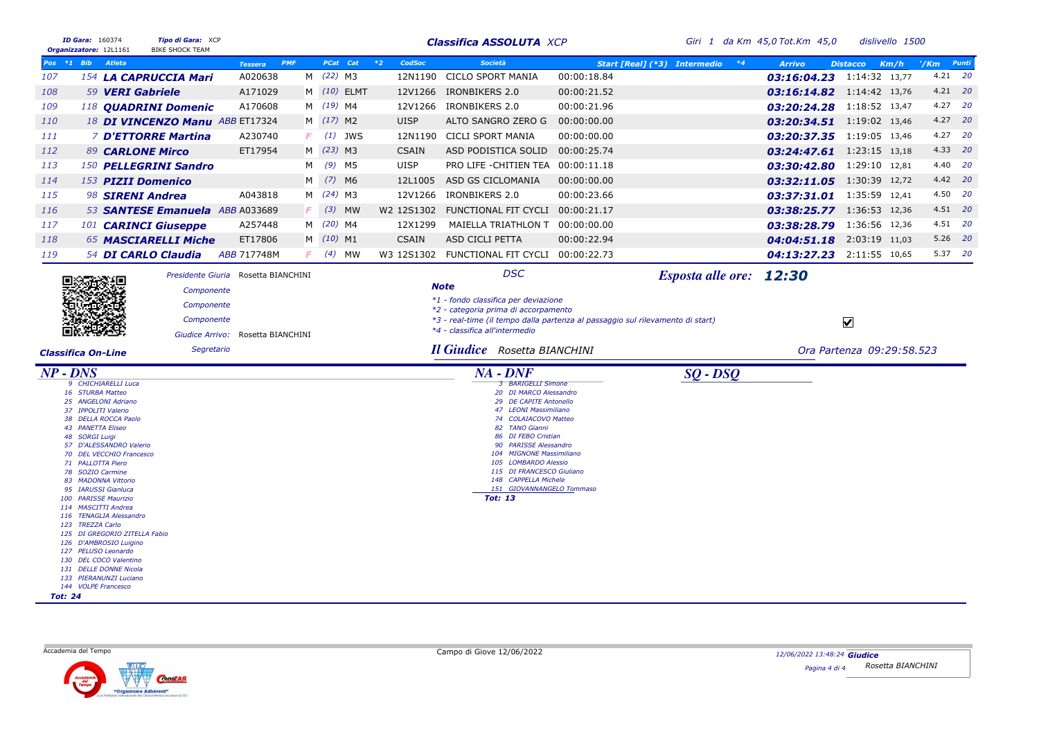**ID Gara:** 160374 **Tipo di Gara:** XCP
**Organizzatore:** 12L1161 BIKE SHOCK TEAM

# Classifica ASSOLUTA XCP

Giri 1 da Km 45,0 Tot.Km 45,0 dislivello 1500

| Pos | *1 | Bib | Atleta | Tessera | PMF | PCat | Cat | *2 | CodSoc | Società | Start [Real] (*3) | Intermedio | *4 | Arrivo | Distacco | Km/h | '/Km | Punti |
|---|---|---|---|---|---|---|---|---|---|---|---|---|---|---|---|---|---|---|
| 107 | | 154 | **LA CAPRUCCIA Mari** | A020638 | | M | (22) | M3 | 12N1190 | CICLO SPORT MANIA | 00:00:18.84 | | | **03:16:04.23** | 1:14:32 | 13,77 | 4.21 | 20 |
| 108 | | 59 | **VERI Gabriele** | A171029 | | M | (10) | ELMT | 12V1266 | IRONBIKERS 2.0 | 00:00:21.52 | | | **03:16:14.82** | 1:14:42 | 13,76 | 4.21 | 20 |
| 109 | | 118 | **QUADRINI Domenic** | A170608 | | M | (19) | M4 | 12V1266 | IRONBIKERS 2.0 | 00:00:21.96 | | | **03:20:24.28** | 1:18:52 | 13,47 | 4.27 | 20 |
| 110 | | 18 | **DI VINCENZO Manu** | ABB ET17324 | | M | (17) | M2 | UISP | ALTO SANGRO ZERO G | 00:00:00.00 | | | **03:20:34.51** | 1:19:02 | 13,46 | 4.27 | 20 |
| 111 | | 7 | **D'ETTORRE Martina** | A230740 | | F | (1) | JWS | 12N1190 | CICLI SPORT MANIA | 00:00:00.00 | | | **03:20:37.35** | 1:19:05 | 13,46 | 4.27 | 20 |
| 112 | | 89 | **CARLONE Mirco** | ET17954 | | M | (23) | M3 | CSAIN | ASD PODISTICA SOLID | 00:00:25.74 | | | **03:24:47.61** | 1:23:15 | 13,18 | 4.33 | 20 |
| 113 | | 150 | **PELLEGRINI Sandro** | | | M | (9) | M5 | UISP | PRO LIFE -CHITIEN TEA | 00:00:11.18 | | | **03:30:42.80** | 1:29:10 | 12,81 | 4.40 | 20 |
| 114 | | 153 | **PIZII Domenico** | | | M | (7) | M6 | 12L1005 | ASD GS CICLOMANIA | 00:00:00.00 | | | **03:32:11.05** | 1:30:39 | 12,72 | 4.42 | 20 |
| 115 | | 98 | **SIRENI Andrea** | A043818 | | M | (24) | M3 | 12V1266 | IRONBIKERS 2.0 | 00:00:23.66 | | | **03:37:31.01** | 1:35:59 | 12,41 | 4.50 | 20 |
| 116 | | 53 | **SANTESE Emanuela** | ABB A033689 | | F | (3) | MW | W2 12S1302 | FUNCTIONAL FIT CYCLI | 00:00:21.17 | | | **03:38:25.77** | 1:36:53 | 12,36 | 4.51 | 20 |
| 117 | | 101 | **CARINCI Giuseppe** | A257448 | | M | (20) | M4 | 12X1299 | MAIELLA TRIATHLON T | 00:00:00.00 | | | **03:38:28.79** | 1:36:56 | 12,36 | 4.51 | 20 |
| 118 | | 65 | **MASCIARELLI Miche** | ET17806 | | M | (10) | M1 | CSAIN | ASD CICLI PETTA | 00:00:22.94 | | | **04:04:51.18** | 2:03:19 | 11,03 | 5.26 | 20 |
| 119 | | 54 | **DI CARLO Claudia** | ABB 717748M | | F | (4) | MW | W3 12S1302 | FUNCTIONAL FIT CYCLI | 00:00:22.73 | | | **04:13:27.23** | 2:11:55 | 10,65 | 5.37 | 20 |

*Presidente Giuria* Rosetta BIANCHINI
*Componente*
*Componente*
*Componente*
*Giudice Arrivo:* Rosetta BIANCHINI
*Segretario*

**Classifica On-Line**

*DSC*

**Note**
*1 - fondo classifica per deviazione
*2 - categoria prima di accorpamento
*3 - real-time (il tempo dalla partenza al passaggio sul rilevamento di start)
*4 - classifica all'intermedio

***Il Giudice*** Rosetta BIANCHINI

***Esposta alle ore:*** **12:30**

☑

Ora Partenza 09:29:58.523

## NP - DNS

9 CHICHIARELLI Luca
16 STURBA Matteo
25 ANGELONI Adriano
37 IPPOLITI Valerio
38 DELLA ROCCA Paolo
43 PANETTA Eliseo
48 SORGI Luigi
57 D'ALESSANDRO Valerio
70 DEL VECCHIO Francesco
71 PALLOTTA Piero
78 SOZIO Carmine
83 MADONNA Vittorio
95 IARUSSI Gianluca
100 PARISSE Maurizio
114 MASCITTI Andrea
116 TENAGLIA Alessandro
123 TREZZA Carlo
125 DI GREGORIO ZITELLA Fabio
126 D'AMBROSIO Luigino
127 PELUSO Leonardo
130 DEL COCO Valentino
131 DELLE DONNE Nicola
133 PIERANUNZI Luciano
144 VOLPE Francesco

**Tot: 24**

## NA - DNF

3 BARIGELLI Simone
20 DI MARCO Alessandro
29 DE CAPITE Antonello
47 LEONI Massimiliano
74 COLAIACOVO Matteo
82 TANO Gianni
86 DI FEBO Cristian
90 PARISSE Alessandro
104 MIGNONE Massimiliano
105 LOMBARDO Alessio
115 DI FRANCESCO Giuliano
148 CAPPELLA Michele
151 GIOVANNANGELO Tommaso

**Tot: 13**

## SQ - DSQ

Accademia del Tempo

Campo di Giove 12/06/2022

12/06/2022 13:48:24 **Giudice** Rosetta BIANCHINI